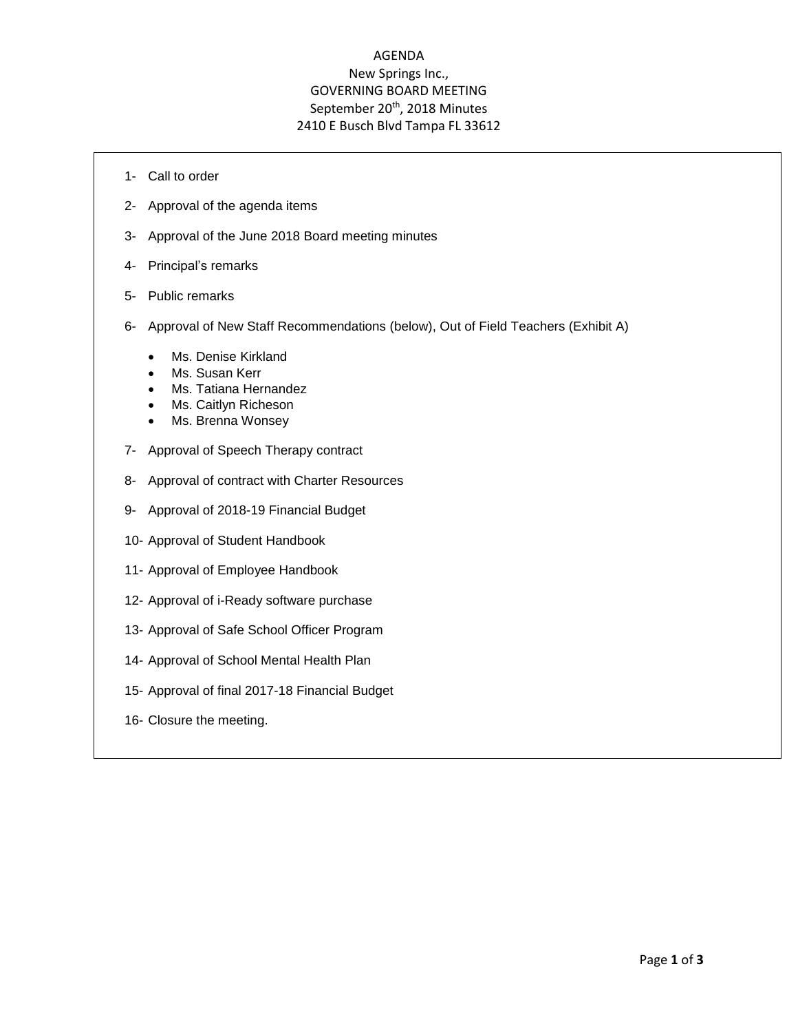# AGENDA

## New Springs Inc., GOVERNING BOARD MEETING

September 20th, 2018 Minutes

2410 E Busch Blvd Tampa FL 33612

1- Call to order

2- Approval of the agenda items

3- Approval of the June 2018 Board meeting minutes

4- Principal's remarks

5- Public remarks

6- Approval of New Staff Recommendations (below), Out of Field Teachers (Exhibit A)

- Ms. Denise Kirkland
- Ms. Susan Kerr
- Ms. Tatiana Hernandez
- Ms. Caitlyn Richeson
- Ms. Brenna Wonsey

7- Approval of Speech Therapy contract

8- Approval of contract with Charter Resources

9- Approval of 2018-19 Financial Budget

10- Approval of Student Handbook

11- Approval of Employee Handbook

12- Approval of i-Ready software purchase

13- Approval of Safe School Officer Program

14- Approval of School Mental Health Plan

15- Approval of final 2017-18 Financial Budget

16- Closure the meeting.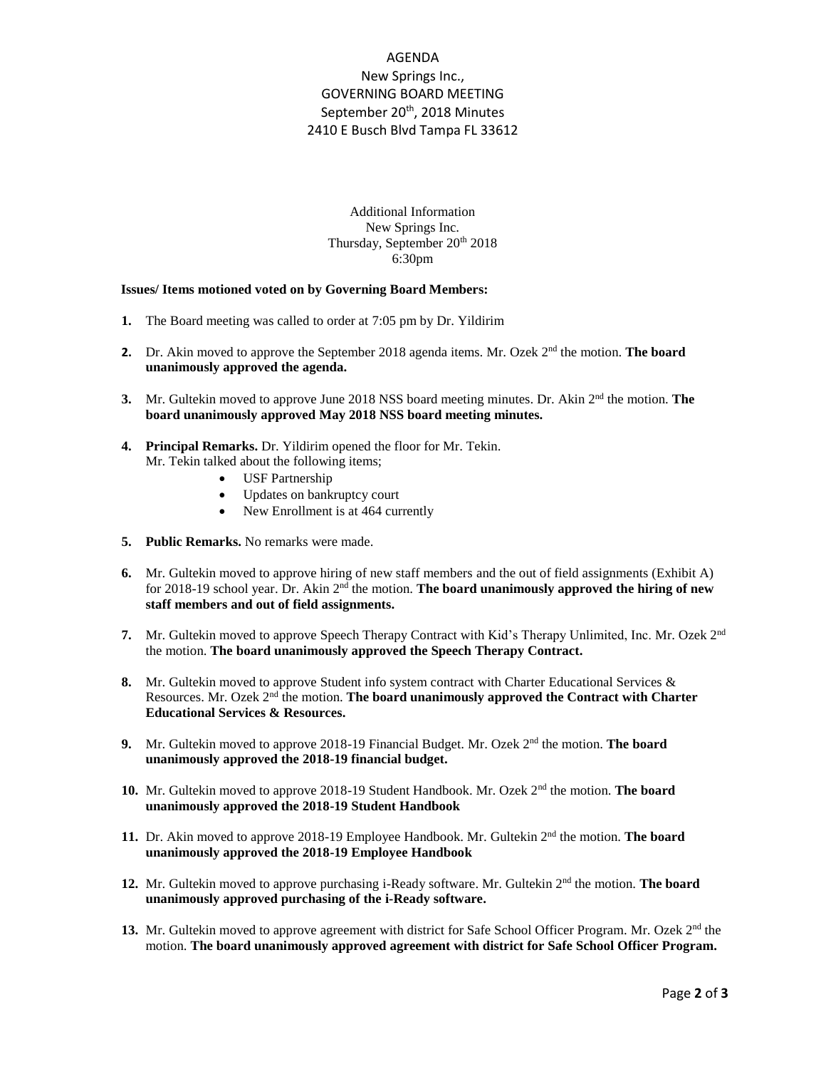# AGENDA

New Springs Inc.,
GOVERNING BOARD MEETING
September 20th, 2018 Minutes
2410 E Busch Blvd Tampa FL 33612

Additional Information
New Springs Inc.
Thursday, September 20th 2018
6:30pm

**Issues/ Items motioned voted on by Governing Board Members:**

1. The Board meeting was called to order at 7:05 pm by Dr. Yildirim

2. Dr. Akin moved to approve the September 2018 agenda items. Mr. Ozek 2nd the motion. **The board unanimously approved the agenda.**

3. Mr. Gultekin moved to approve June 2018 NSS board meeting minutes. Dr. Akin 2nd the motion. **The board unanimously approved May 2018 NSS board meeting minutes.**

4. **Principal Remarks.** Dr. Yildirim opened the floor for Mr. Tekin.
   Mr. Tekin talked about the following items;
   - USF Partnership
   - Updates on bankruptcy court
   - New Enrollment is at 464 currently

5. **Public Remarks.** No remarks were made.

6. Mr. Gultekin moved to approve hiring of new staff members and the out of field assignments (Exhibit A) for 2018-19 school year. Dr. Akin 2nd the motion. **The board unanimously approved the hiring of new staff members and out of field assignments.**

7. Mr. Gultekin moved to approve Speech Therapy Contract with Kid's Therapy Unlimited, Inc. Mr. Ozek 2nd the motion. **The board unanimously approved the Speech Therapy Contract.**

8. Mr. Gultekin moved to approve Student info system contract with Charter Educational Services & Resources. Mr. Ozek 2nd the motion. **The board unanimously approved the Contract with Charter Educational Services & Resources.**

9. Mr. Gultekin moved to approve 2018-19 Financial Budget. Mr. Ozek 2nd the motion. **The board unanimously approved the 2018-19 financial budget.**

10. Mr. Gultekin moved to approve 2018-19 Student Handbook. Mr. Ozek 2nd the motion. **The board unanimously approved the 2018-19 Student Handbook**

11. Dr. Akin moved to approve 2018-19 Employee Handbook. Mr. Gultekin 2nd the motion. **The board unanimously approved the 2018-19 Employee Handbook**

12. Mr. Gultekin moved to approve purchasing i-Ready software. Mr. Gultekin 2nd the motion. **The board unanimously approved purchasing of the i-Ready software.**

13. Mr. Gultekin moved to approve agreement with district for Safe School Officer Program. Mr. Ozek 2nd the motion. **The board unanimously approved agreement with district for Safe School Officer Program.**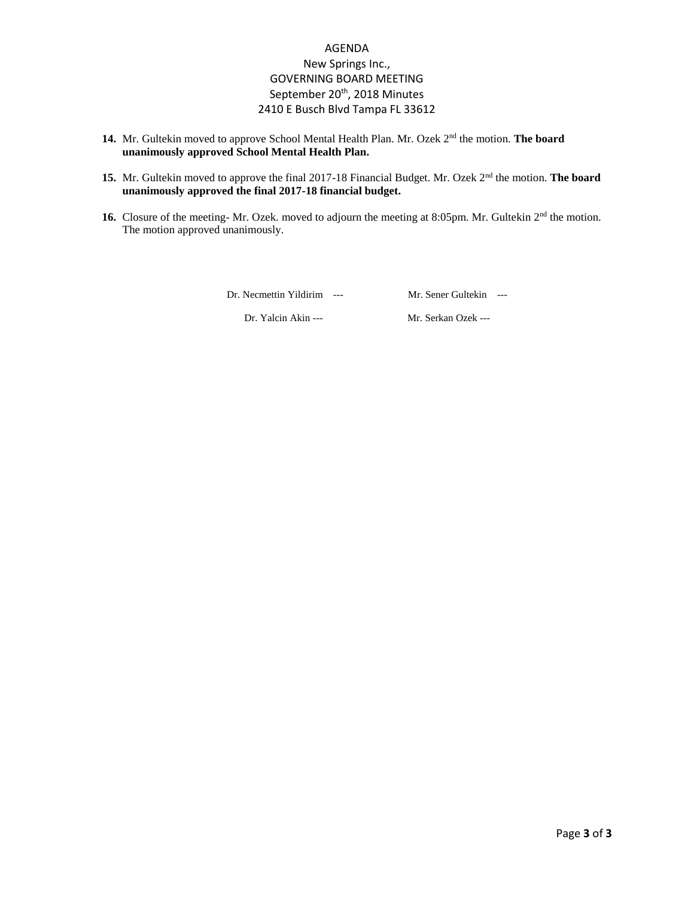AGENDA

New Springs Inc.,

GOVERNING BOARD MEETING

September 20th, 2018 Minutes

2410 E Busch Blvd Tampa FL 33612

14. Mr. Gultekin moved to approve School Mental Health Plan. Mr. Ozek 2nd the motion. **The board unanimously approved School Mental Health Plan.**

15. Mr. Gultekin moved to approve the final 2017-18 Financial Budget. Mr. Ozek 2nd the motion. **The board unanimously approved the final 2017-18 financial budget.**

16. Closure of the meeting- Mr. Ozek. moved to adjourn the meeting at 8:05pm. Mr. Gultekin 2nd the motion. The motion approved unanimously.

| | |
|---|---|
| Dr. Necmettin Yildirim --- | Mr. Sener Gultekin --- |
| Dr. Yalcin Akin --- | Mr. Serkan Ozek --- |